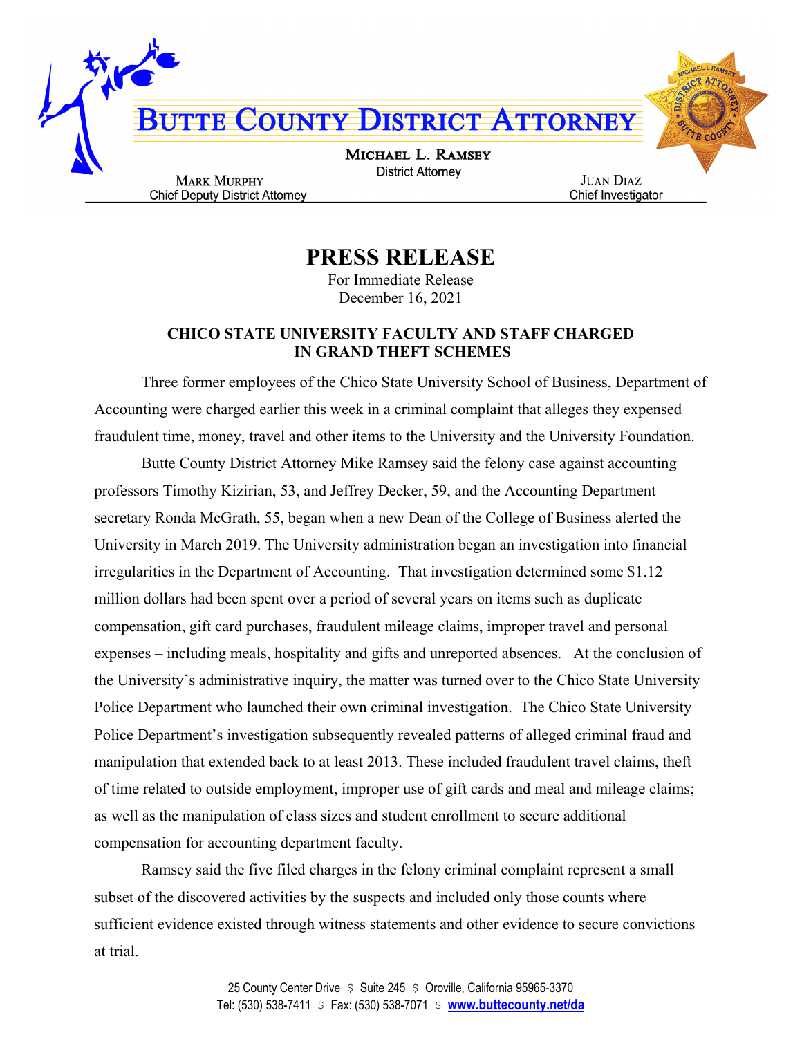# BUTTE COUNTY DISTRICT ATTORNEY

**MICHAEL L. RAMSEY**
District Attorney

**MARK MURPHY**
Chief Deputy District Attorney

**JUAN DIAZ**
Chief Investigator

## PRESS RELEASE

For Immediate Release
December 16, 2021

### CHICO STATE UNIVERSITY FACULTY AND STAFF CHARGED IN GRAND THEFT SCHEMES

Three former employees of the Chico State University School of Business, Department of Accounting were charged earlier this week in a criminal complaint that alleges they expensed fraudulent time, money, travel and other items to the University and the University Foundation.

Butte County District Attorney Mike Ramsey said the felony case against accounting professors Timothy Kizirian, 53, and Jeffrey Decker, 59, and the Accounting Department secretary Ronda McGrath, 55, began when a new Dean of the College of Business alerted the University in March 2019. The University administration began an investigation into financial irregularities in the Department of Accounting. That investigation determined some $1.12 million dollars had been spent over a period of several years on items such as duplicate compensation, gift card purchases, fraudulent mileage claims, improper travel and personal expenses – including meals, hospitality and gifts and unreported absences. At the conclusion of the University's administrative inquiry, the matter was turned over to the Chico State University Police Department who launched their own criminal investigation. The Chico State University Police Department's investigation subsequently revealed patterns of alleged criminal fraud and manipulation that extended back to at least 2013. These included fraudulent travel claims, theft of time related to outside employment, improper use of gift cards and meal and mileage claims; as well as the manipulation of class sizes and student enrollment to secure additional compensation for accounting department faculty.

Ramsey said the five filed charges in the felony criminal complaint represent a small subset of the discovered activities by the suspects and included only those counts where sufficient evidence existed through witness statements and other evidence to secure convictions at trial.

25 County Center Drive $ Suite 245 $ Oroville, California 95965-3370
Tel: (530) 538-7411 $ Fax: (530) 538-7071 $ www.buttecounty.net/da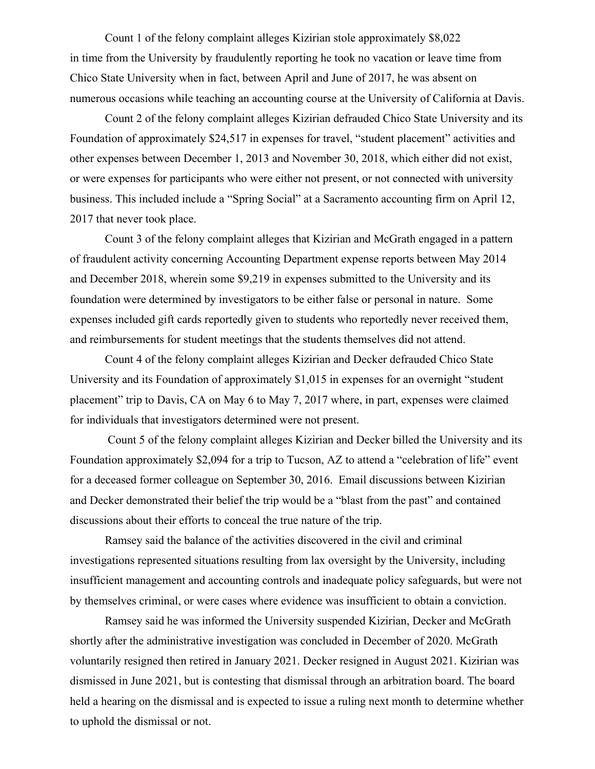Count 1 of the felony complaint alleges Kizirian stole approximately $8,022 in time from the University by fraudulently reporting he took no vacation or leave time from Chico State University when in fact, between April and June of 2017, he was absent on numerous occasions while teaching an accounting course at the University of California at Davis.

Count 2 of the felony complaint alleges Kizirian defrauded Chico State University and its Foundation of approximately $24,517 in expenses for travel, "student placement" activities and other expenses between December 1, 2013 and November 30, 2018, which either did not exist, or were expenses for participants who were either not present, or not connected with university business. This included include a "Spring Social" at a Sacramento accounting firm on April 12, 2017 that never took place.

Count 3 of the felony complaint alleges that Kizirian and McGrath engaged in a pattern of fraudulent activity concerning Accounting Department expense reports between May 2014 and December 2018, wherein some $9,219 in expenses submitted to the University and its foundation were determined by investigators to be either false or personal in nature. Some expenses included gift cards reportedly given to students who reportedly never received them, and reimbursements for student meetings that the students themselves did not attend.

Count 4 of the felony complaint alleges Kizirian and Decker defrauded Chico State University and its Foundation of approximately $1,015 in expenses for an overnight "student placement" trip to Davis, CA on May 6 to May 7, 2017 where, in part, expenses were claimed for individuals that investigators determined were not present.

Count 5 of the felony complaint alleges Kizirian and Decker billed the University and its Foundation approximately $2,094 for a trip to Tucson, AZ to attend a "celebration of life" event for a deceased former colleague on September 30, 2016. Email discussions between Kizirian and Decker demonstrated their belief the trip would be a "blast from the past" and contained discussions about their efforts to conceal the true nature of the trip.

Ramsey said the balance of the activities discovered in the civil and criminal investigations represented situations resulting from lax oversight by the University, including insufficient management and accounting controls and inadequate policy safeguards, but were not by themselves criminal, or were cases where evidence was insufficient to obtain a conviction.

Ramsey said he was informed the University suspended Kizirian, Decker and McGrath shortly after the administrative investigation was concluded in December of 2020. McGrath voluntarily resigned then retired in January 2021. Decker resigned in August 2021. Kizirian was dismissed in June 2021, but is contesting that dismissal through an arbitration board. The board held a hearing on the dismissal and is expected to issue a ruling next month to determine whether to uphold the dismissal or not.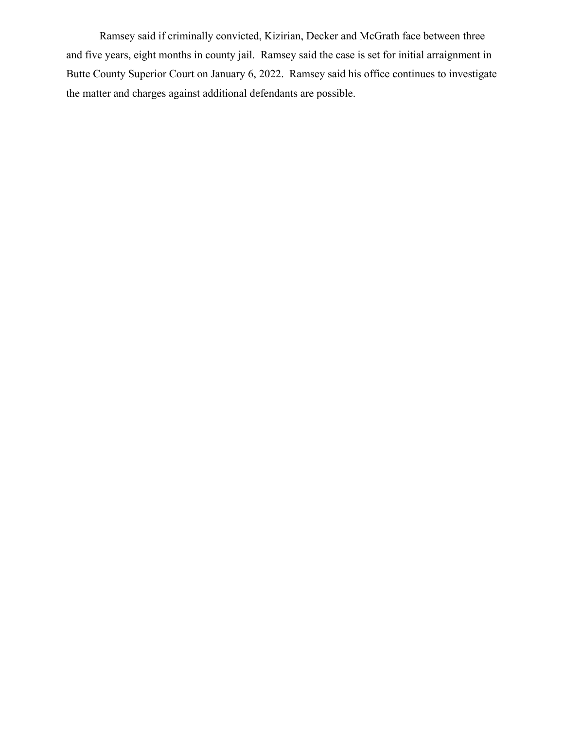Ramsey said if criminally convicted, Kizirian, Decker and McGrath face between three and five years, eight months in county jail. Ramsey said the case is set for initial arraignment in Butte County Superior Court on January 6, 2022. Ramsey said his office continues to investigate the matter and charges against additional defendants are possible.